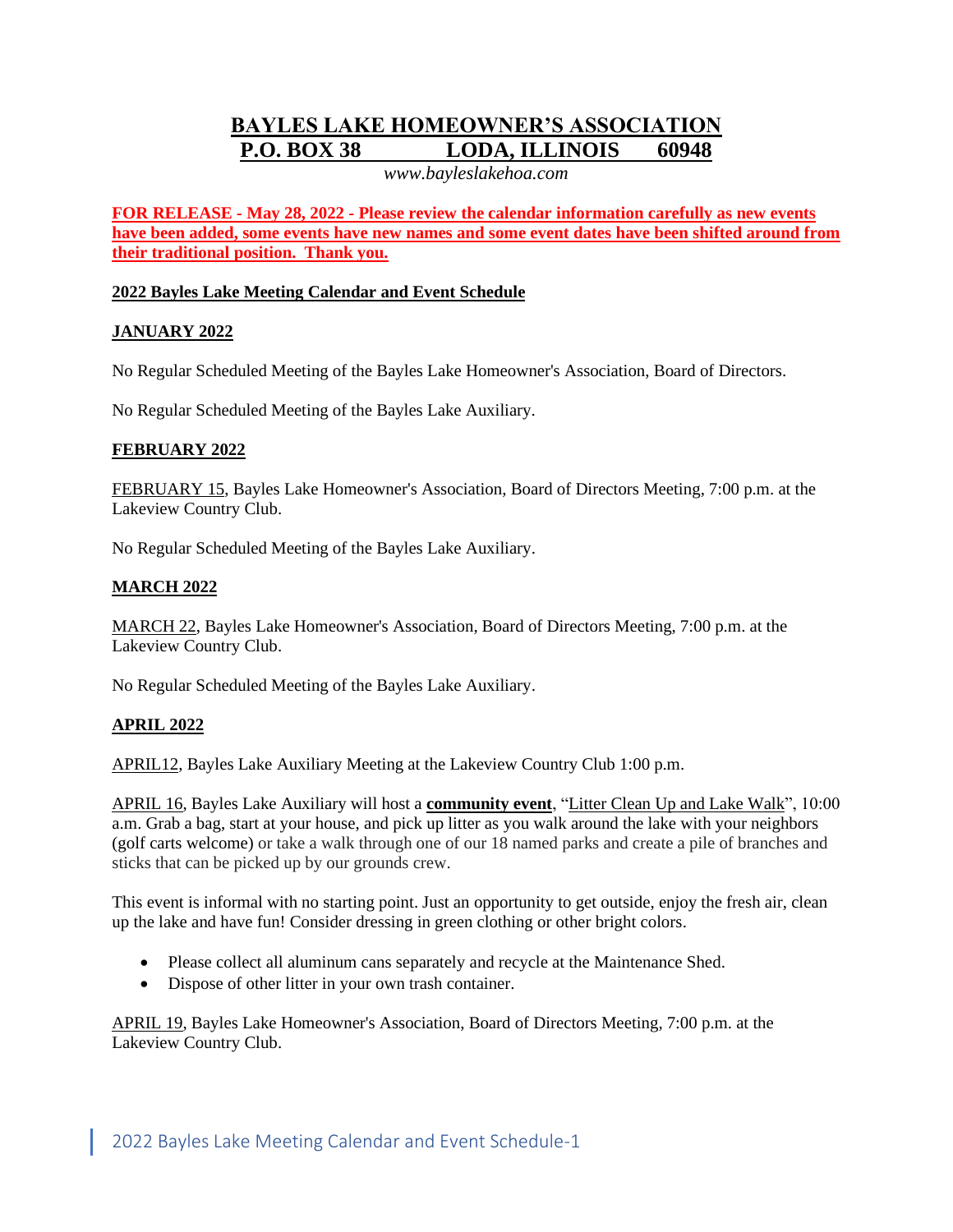# BAYLES LAKE HOMEOWNER'S ASSOCIATION

## P.O. BOX 38 LODA, ILLINOIS 60948

*www.bayleslakehoa.com*

**FOR RELEASE - May 28, 2022 - Please review the calendar information carefully as new events have been added, some events have new names and some event dates have been shifted around from their traditional position. Thank you.**

### 2022 Bayles Lake Meeting Calendar and Event Schedule

### JANUARY 2022

No Regular Scheduled Meeting of the Bayles Lake Homeowner's Association, Board of Directors.

No Regular Scheduled Meeting of the Bayles Lake Auxiliary.

### FEBRUARY 2022

FEBRUARY 15, Bayles Lake Homeowner's Association, Board of Directors Meeting, 7:00 p.m. at the Lakeview Country Club.

No Regular Scheduled Meeting of the Bayles Lake Auxiliary.

### MARCH 2022

MARCH 22, Bayles Lake Homeowner's Association, Board of Directors Meeting, 7:00 p.m. at the Lakeview Country Club.

No Regular Scheduled Meeting of the Bayles Lake Auxiliary.

### APRIL 2022

APRIL12, Bayles Lake Auxiliary Meeting at the Lakeview Country Club 1:00 p.m.

APRIL 16, Bayles Lake Auxiliary will host a **community event**, "Litter Clean Up and Lake Walk", 10:00 a.m. Grab a bag, start at your house, and pick up litter as you walk around the lake with your neighbors (golf carts welcome) or take a walk through one of our 18 named parks and create a pile of branches and sticks that can be picked up by our grounds crew.

This event is informal with no starting point. Just an opportunity to get outside, enjoy the fresh air, clean up the lake and have fun! Consider dressing in green clothing or other bright colors.

- Please collect all aluminum cans separately and recycle at the Maintenance Shed.
- Dispose of other litter in your own trash container.

APRIL 19, Bayles Lake Homeowner's Association, Board of Directors Meeting, 7:00 p.m. at the Lakeview Country Club.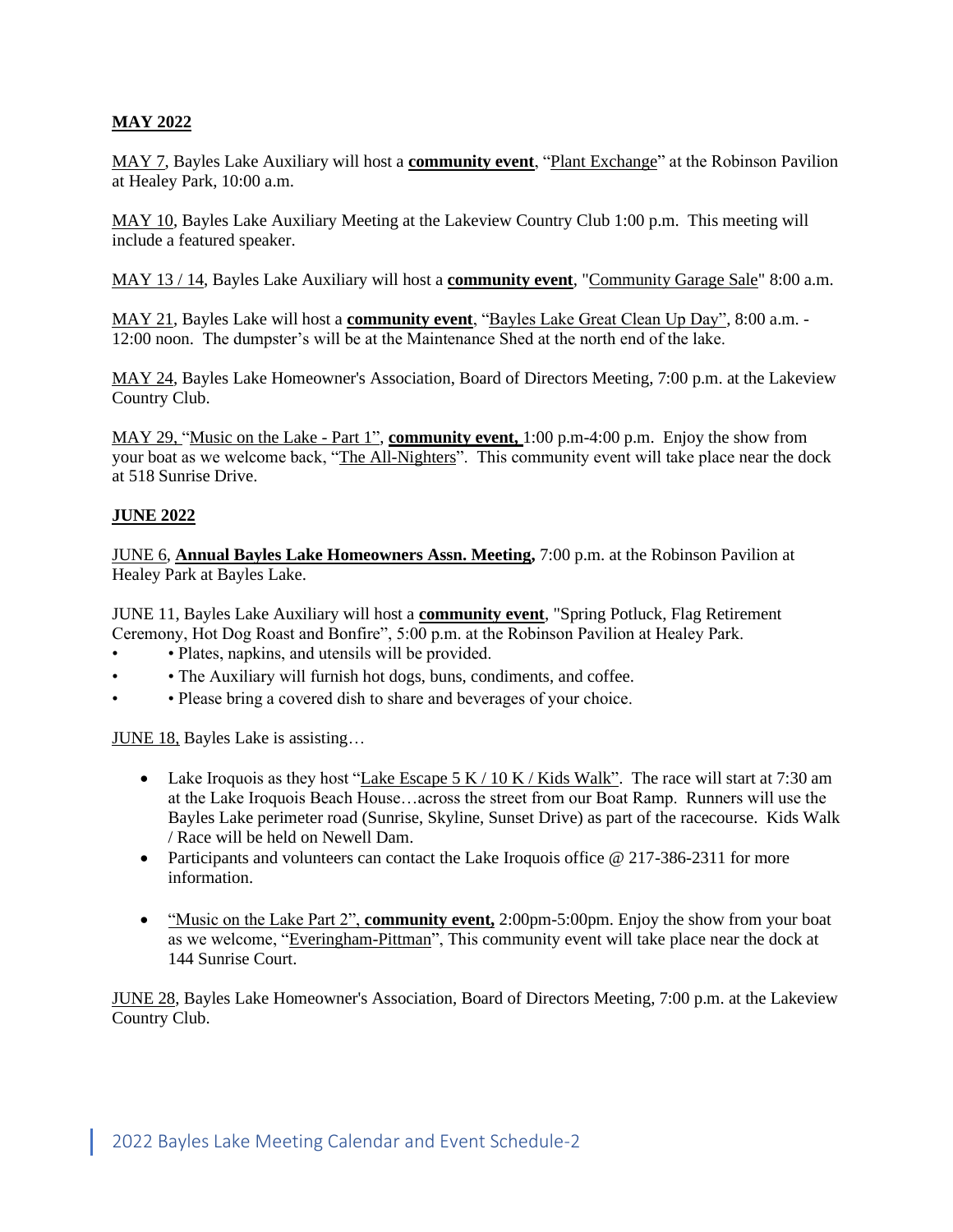**MAY 2022**

MAY 7, Bayles Lake Auxiliary will host a **community event**, "Plant Exchange" at the Robinson Pavilion at Healey Park, 10:00 a.m.

MAY 10, Bayles Lake Auxiliary Meeting at the Lakeview Country Club 1:00 p.m. This meeting will include a featured speaker.

MAY 13 / 14, Bayles Lake Auxiliary will host a **community event**, "Community Garage Sale" 8:00 a.m.

MAY 21, Bayles Lake will host a **community event**, "Bayles Lake Great Clean Up Day", 8:00 a.m. - 12:00 noon. The dumpster's will be at the Maintenance Shed at the north end of the lake.

MAY 24, Bayles Lake Homeowner's Association, Board of Directors Meeting, 7:00 p.m. at the Lakeview Country Club.

MAY 29, "Music on the Lake - Part 1", **community event,** 1:00 p.m-4:00 p.m. Enjoy the show from your boat as we welcome back, "The All-Nighters". This community event will take place near the dock at 518 Sunrise Drive.

**JUNE 2022**

JUNE 6, **Annual Bayles Lake Homeowners Assn. Meeting,** 7:00 p.m. at the Robinson Pavilion at Healey Park at Bayles Lake.

JUNE 11, Bayles Lake Auxiliary will host a **community event**, "Spring Potluck, Flag Retirement Ceremony, Hot Dog Roast and Bonfire", 5:00 p.m. at the Robinson Pavilion at Healey Park.

- • Plates, napkins, and utensils will be provided.
- • The Auxiliary will furnish hot dogs, buns, condiments, and coffee.
- • Please bring a covered dish to share and beverages of your choice.

JUNE 18, Bayles Lake is assisting…

- Lake Iroquois as they host "Lake Escape 5 K / 10 K / Kids Walk". The race will start at 7:30 am at the Lake Iroquois Beach House…across the street from our Boat Ramp. Runners will use the Bayles Lake perimeter road (Sunrise, Skyline, Sunset Drive) as part of the racecourse. Kids Walk / Race will be held on Newell Dam.
- Participants and volunteers can contact the Lake Iroquois office @ 217-386-2311 for more information.
- "Music on the Lake Part 2", **community event,** 2:00pm-5:00pm. Enjoy the show from your boat as we welcome, "Everingham-Pittman", This community event will take place near the dock at 144 Sunrise Court.

JUNE 28, Bayles Lake Homeowner's Association, Board of Directors Meeting, 7:00 p.m. at the Lakeview Country Club.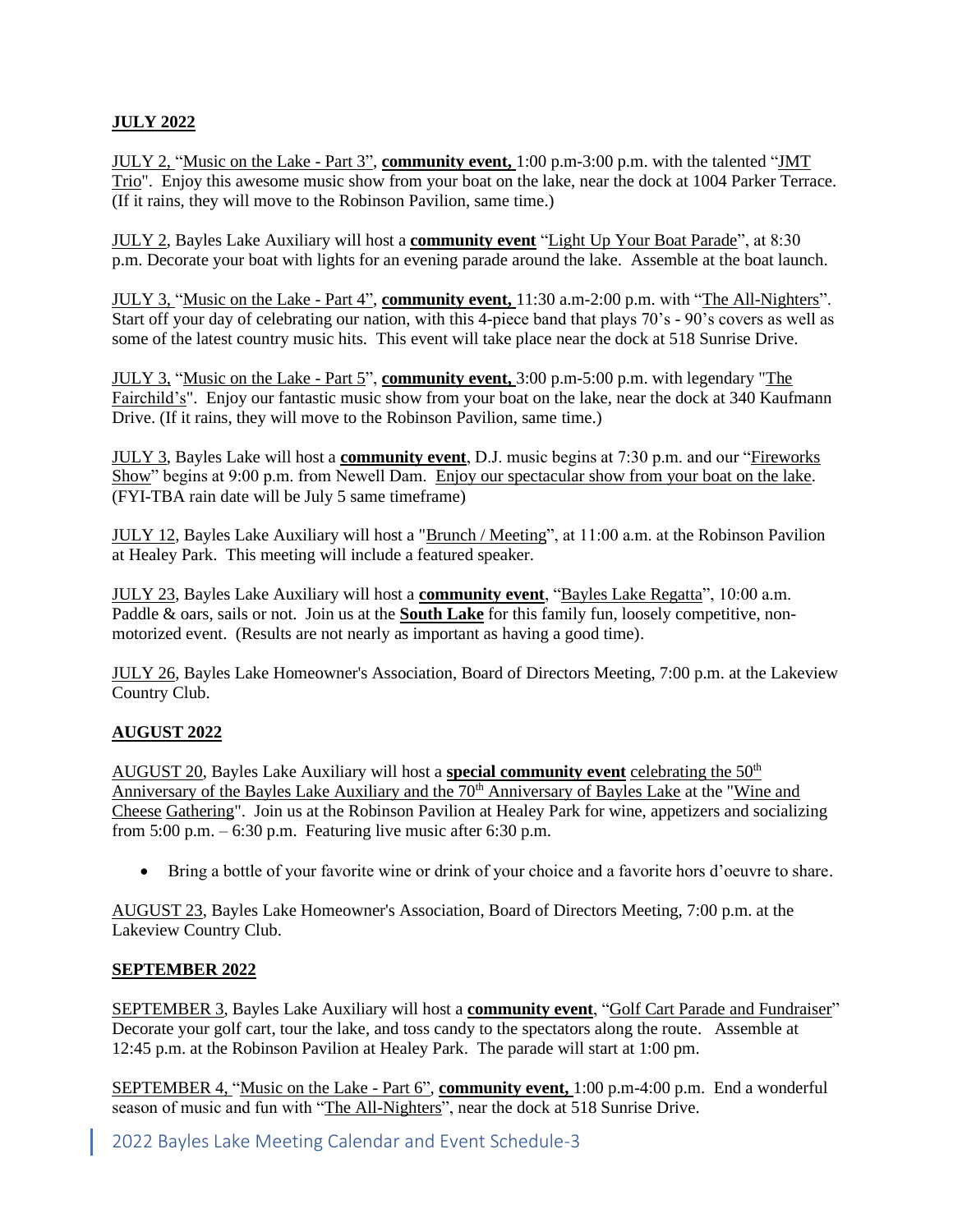## JULY 2022

JULY 2, "Music on the Lake - Part 3", **community event,** 1:00 p.m-3:00 p.m. with the talented "JMT Trio". Enjoy this awesome music show from your boat on the lake, near the dock at 1004 Parker Terrace. (If it rains, they will move to the Robinson Pavilion, same time.)

JULY 2, Bayles Lake Auxiliary will host a **community event** "Light Up Your Boat Parade", at 8:30 p.m. Decorate your boat with lights for an evening parade around the lake. Assemble at the boat launch.

JULY 3, "Music on the Lake - Part 4", **community event,** 11:30 a.m-2:00 p.m. with "The All-Nighters". Start off your day of celebrating our nation, with this 4-piece band that plays 70's - 90's covers as well as some of the latest country music hits. This event will take place near the dock at 518 Sunrise Drive.

JULY 3, "Music on the Lake - Part 5", **community event,** 3:00 p.m-5:00 p.m. with legendary "The Fairchild's". Enjoy our fantastic music show from your boat on the lake, near the dock at 340 Kaufmann Drive. (If it rains, they will move to the Robinson Pavilion, same time.)

JULY 3, Bayles Lake will host a **community event**, D.J. music begins at 7:30 p.m. and our "Fireworks Show" begins at 9:00 p.m. from Newell Dam. Enjoy our spectacular show from your boat on the lake. (FYI-TBA rain date will be July 5 same timeframe)

JULY 12, Bayles Lake Auxiliary will host a "Brunch / Meeting", at 11:00 a.m. at the Robinson Pavilion at Healey Park. This meeting will include a featured speaker.

JULY 23, Bayles Lake Auxiliary will host a **community event**, "Bayles Lake Regatta", 10:00 a.m. Paddle & oars, sails or not. Join us at the **South Lake** for this family fun, loosely competitive, non-motorized event. (Results are not nearly as important as having a good time).

JULY 26, Bayles Lake Homeowner's Association, Board of Directors Meeting, 7:00 p.m. at the Lakeview Country Club.

## AUGUST 2022

AUGUST 20, Bayles Lake Auxiliary will host a **special community event** celebrating the 50th Anniversary of the Bayles Lake Auxiliary and the 70th Anniversary of Bayles Lake at the "Wine and Cheese Gathering". Join us at the Robinson Pavilion at Healey Park for wine, appetizers and socializing from 5:00 p.m. – 6:30 p.m. Featuring live music after 6:30 p.m.

- Bring a bottle of your favorite wine or drink of your choice and a favorite hors d'oeuvre to share.

AUGUST 23, Bayles Lake Homeowner's Association, Board of Directors Meeting, 7:00 p.m. at the Lakeview Country Club.

## SEPTEMBER 2022

SEPTEMBER 3, Bayles Lake Auxiliary will host a **community event**, "Golf Cart Parade and Fundraiser" Decorate your golf cart, tour the lake, and toss candy to the spectators along the route. Assemble at 12:45 p.m. at the Robinson Pavilion at Healey Park. The parade will start at 1:00 pm.

SEPTEMBER 4, "Music on the Lake - Part 6", **community event,** 1:00 p.m-4:00 p.m. End a wonderful season of music and fun with "The All-Nighters", near the dock at 518 Sunrise Drive.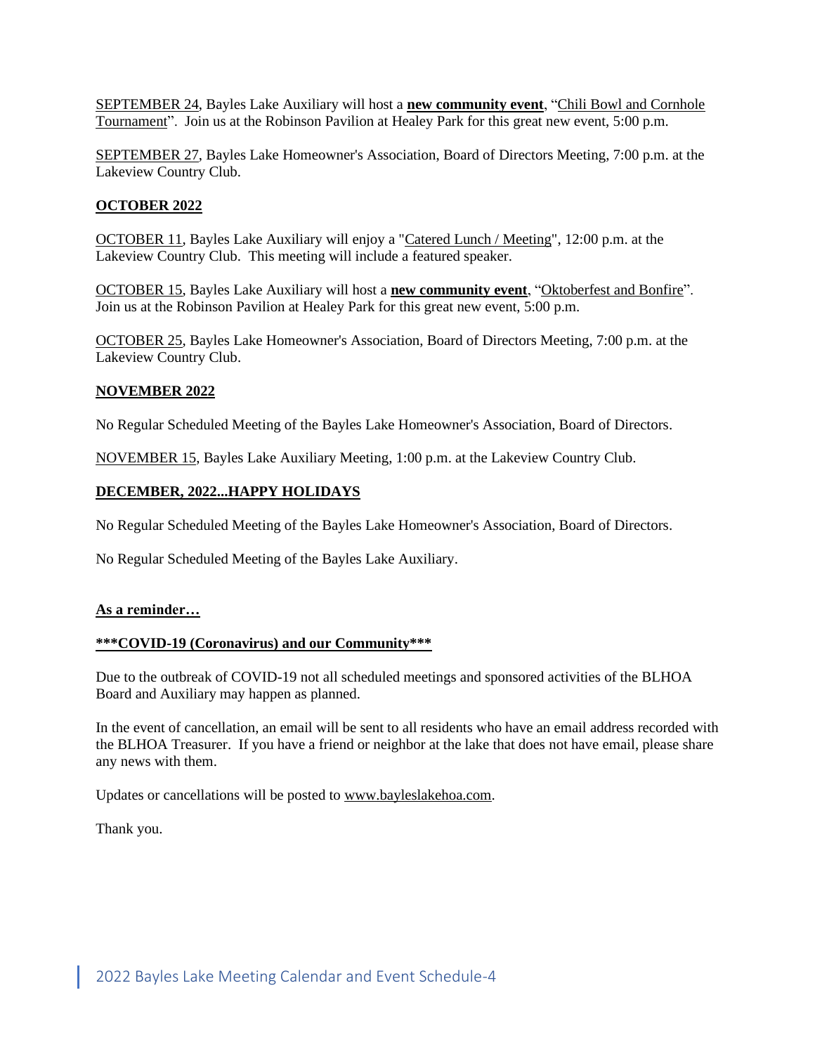SEPTEMBER 24, Bayles Lake Auxiliary will host a **new community event**, "Chili Bowl and Cornhole Tournament". Join us at the Robinson Pavilion at Healey Park for this great new event, 5:00 p.m.

SEPTEMBER 27, Bayles Lake Homeowner's Association, Board of Directors Meeting, 7:00 p.m. at the Lakeview Country Club.

## OCTOBER 2022

OCTOBER 11, Bayles Lake Auxiliary will enjoy a "Catered Lunch / Meeting", 12:00 p.m. at the Lakeview Country Club. This meeting will include a featured speaker.

OCTOBER 15, Bayles Lake Auxiliary will host a **new community event**, "Oktoberfest and Bonfire". Join us at the Robinson Pavilion at Healey Park for this great new event, 5:00 p.m.

OCTOBER 25, Bayles Lake Homeowner's Association, Board of Directors Meeting, 7:00 p.m. at the Lakeview Country Club.

## NOVEMBER 2022

No Regular Scheduled Meeting of the Bayles Lake Homeowner's Association, Board of Directors.

NOVEMBER 15, Bayles Lake Auxiliary Meeting, 1:00 p.m. at the Lakeview Country Club.

## DECEMBER, 2022...HAPPY HOLIDAYS

No Regular Scheduled Meeting of the Bayles Lake Homeowner's Association, Board of Directors.

No Regular Scheduled Meeting of the Bayles Lake Auxiliary.

**As a reminder…**

**\*\*\*COVID-19 (Coronavirus) and our Community\*\*\***

Due to the outbreak of COVID-19 not all scheduled meetings and sponsored activities of the BLHOA Board and Auxiliary may happen as planned.

In the event of cancellation, an email will be sent to all residents who have an email address recorded with the BLHOA Treasurer. If you have a friend or neighbor at the lake that does not have email, please share any news with them.

Updates or cancellations will be posted to www.bayleslakehoa.com.

Thank you.